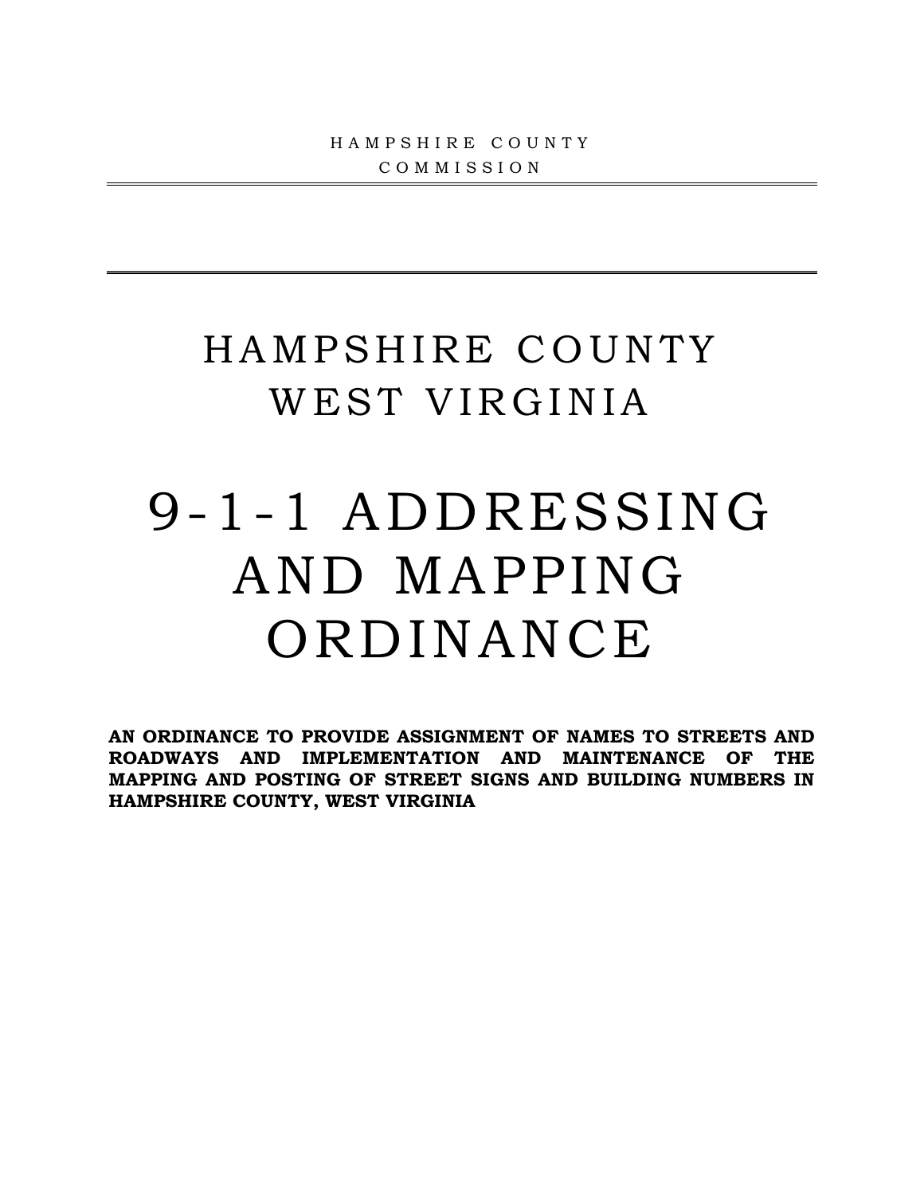HAMPSHIRE COUNTY COMMISSION

---

---

# HAMPSHIRE COUNTY WEST VIRGINIA

# 9-1-1 ADDRESSING AND MAPPING ORDINANCE

**AN ORDINANCE TO PROVIDE ASSIGNMENT OF NAMES TO STREETS AND ROADWAYS AND IMPLEMENTATION AND MAINTENANCE OF THE MAPPING AND POSTING OF STREET SIGNS AND BUILDING NUMBERS IN HAMPSHIRE COUNTY, WEST VIRGINIA**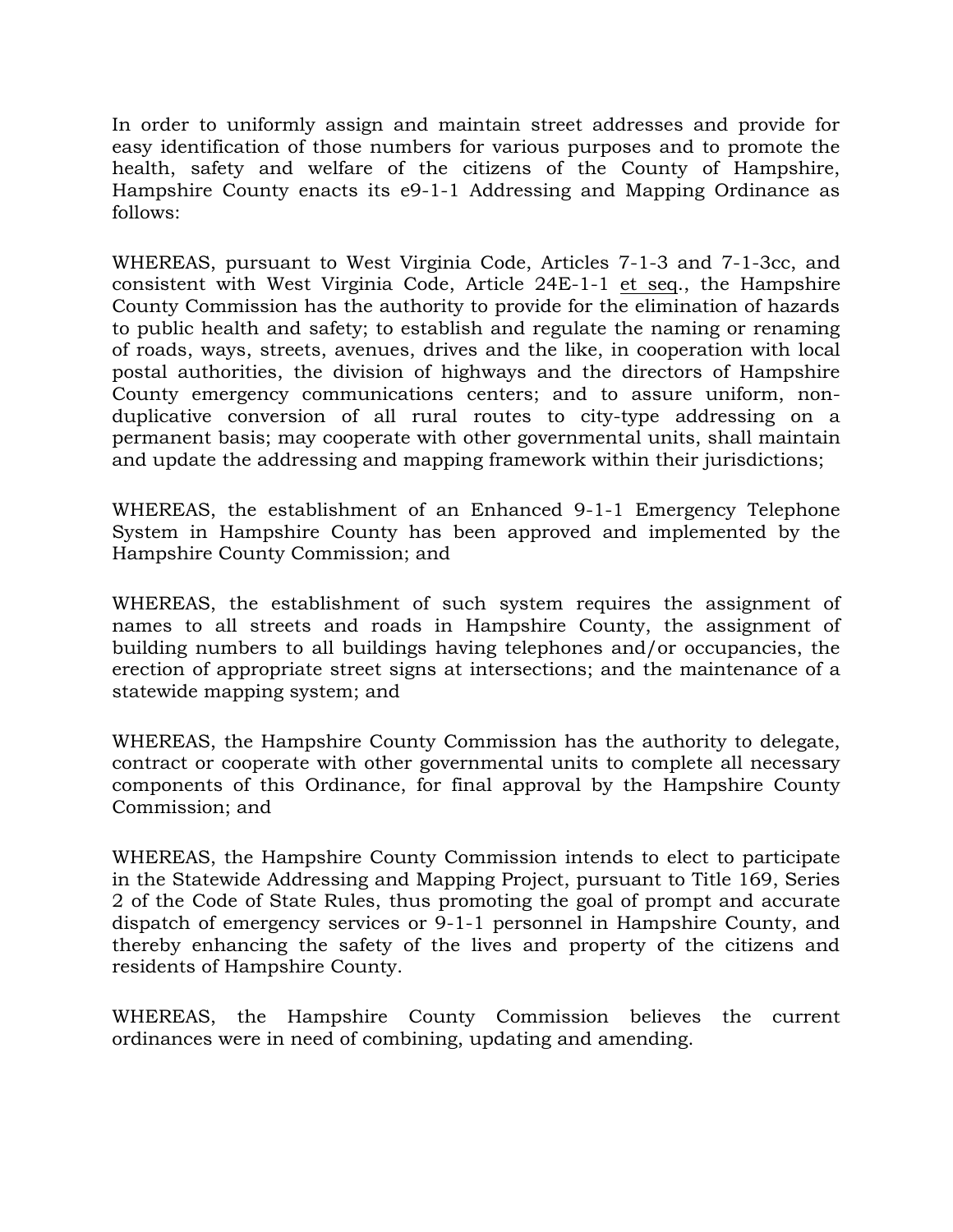In order to uniformly assign and maintain street addresses and provide for easy identification of those numbers for various purposes and to promote the health, safety and welfare of the citizens of the County of Hampshire, Hampshire County enacts its e9-1-1 Addressing and Mapping Ordinance as follows:

WHEREAS, pursuant to West Virginia Code, Articles 7-1-3 and 7-1-3cc, and consistent with West Virginia Code, Article 24E-1-1 et seq., the Hampshire County Commission has the authority to provide for the elimination of hazards to public health and safety; to establish and regulate the naming or renaming of roads, ways, streets, avenues, drives and the like, in cooperation with local postal authorities, the division of highways and the directors of Hampshire County emergency communications centers; and to assure uniform, non-duplicative conversion of all rural routes to city-type addressing on a permanent basis; may cooperate with other governmental units, shall maintain and update the addressing and mapping framework within their jurisdictions;

WHEREAS, the establishment of an Enhanced 9-1-1 Emergency Telephone System in Hampshire County has been approved and implemented by the Hampshire County Commission; and

WHEREAS, the establishment of such system requires the assignment of names to all streets and roads in Hampshire County, the assignment of building numbers to all buildings having telephones and/or occupancies, the erection of appropriate street signs at intersections; and the maintenance of a statewide mapping system; and

WHEREAS, the Hampshire County Commission has the authority to delegate, contract or cooperate with other governmental units to complete all necessary components of this Ordinance, for final approval by the Hampshire County Commission; and

WHEREAS, the Hampshire County Commission intends to elect to participate in the Statewide Addressing and Mapping Project, pursuant to Title 169, Series 2 of the Code of State Rules, thus promoting the goal of prompt and accurate dispatch of emergency services or 9-1-1 personnel in Hampshire County, and thereby enhancing the safety of the lives and property of the citizens and residents of Hampshire County.

WHEREAS, the Hampshire County Commission believes the current ordinances were in need of combining, updating and amending.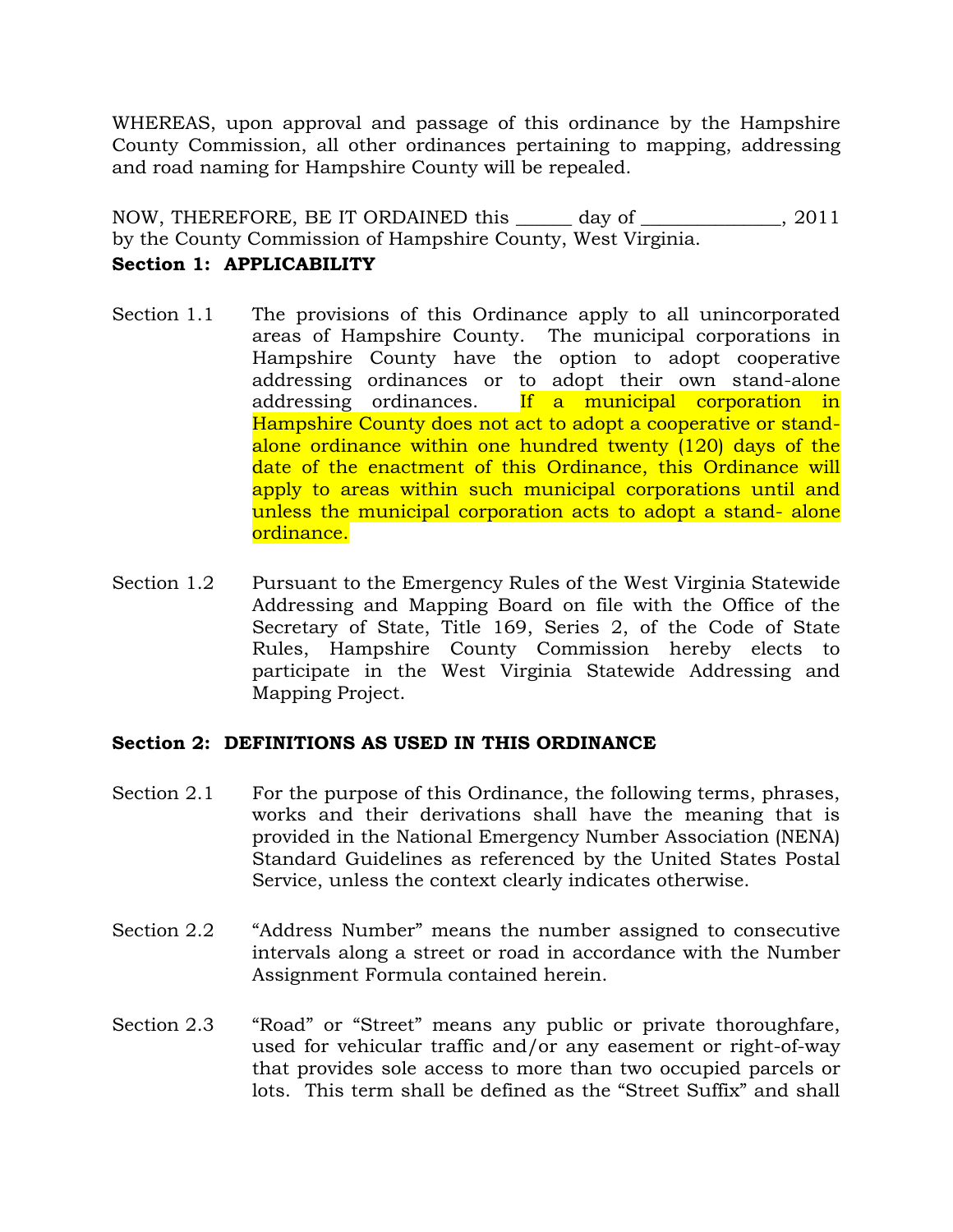WHEREAS, upon approval and passage of this ordinance by the Hampshire County Commission, all other ordinances pertaining to mapping, addressing and road naming for Hampshire County will be repealed.

NOW, THEREFORE, BE IT ORDAINED this ______ day of ______________, 2011 by the County Commission of Hampshire County, West Virginia.

**Section 1: APPLICABILITY**

Section 1.1 The provisions of this Ordinance apply to all unincorporated areas of Hampshire County. The municipal corporations in Hampshire County have the option to adopt cooperative addressing ordinances or to adopt their own stand-alone addressing ordinances. If a municipal corporation in Hampshire County does not act to adopt a cooperative or stand-alone ordinance within one hundred twenty (120) days of the date of the enactment of this Ordinance, this Ordinance will apply to areas within such municipal corporations until and unless the municipal corporation acts to adopt a stand- alone ordinance.

Section 1.2 Pursuant to the Emergency Rules of the West Virginia Statewide Addressing and Mapping Board on file with the Office of the Secretary of State, Title 169, Series 2, of the Code of State Rules, Hampshire County Commission hereby elects to participate in the West Virginia Statewide Addressing and Mapping Project.

**Section 2: DEFINITIONS AS USED IN THIS ORDINANCE**

Section 2.1 For the purpose of this Ordinance, the following terms, phrases, works and their derivations shall have the meaning that is provided in the National Emergency Number Association (NENA) Standard Guidelines as referenced by the United States Postal Service, unless the context clearly indicates otherwise.

Section 2.2 "Address Number" means the number assigned to consecutive intervals along a street or road in accordance with the Number Assignment Formula contained herein.

Section 2.3 "Road" or "Street" means any public or private thoroughfare, used for vehicular traffic and/or any easement or right-of-way that provides sole access to more than two occupied parcels or lots. This term shall be defined as the "Street Suffix" and shall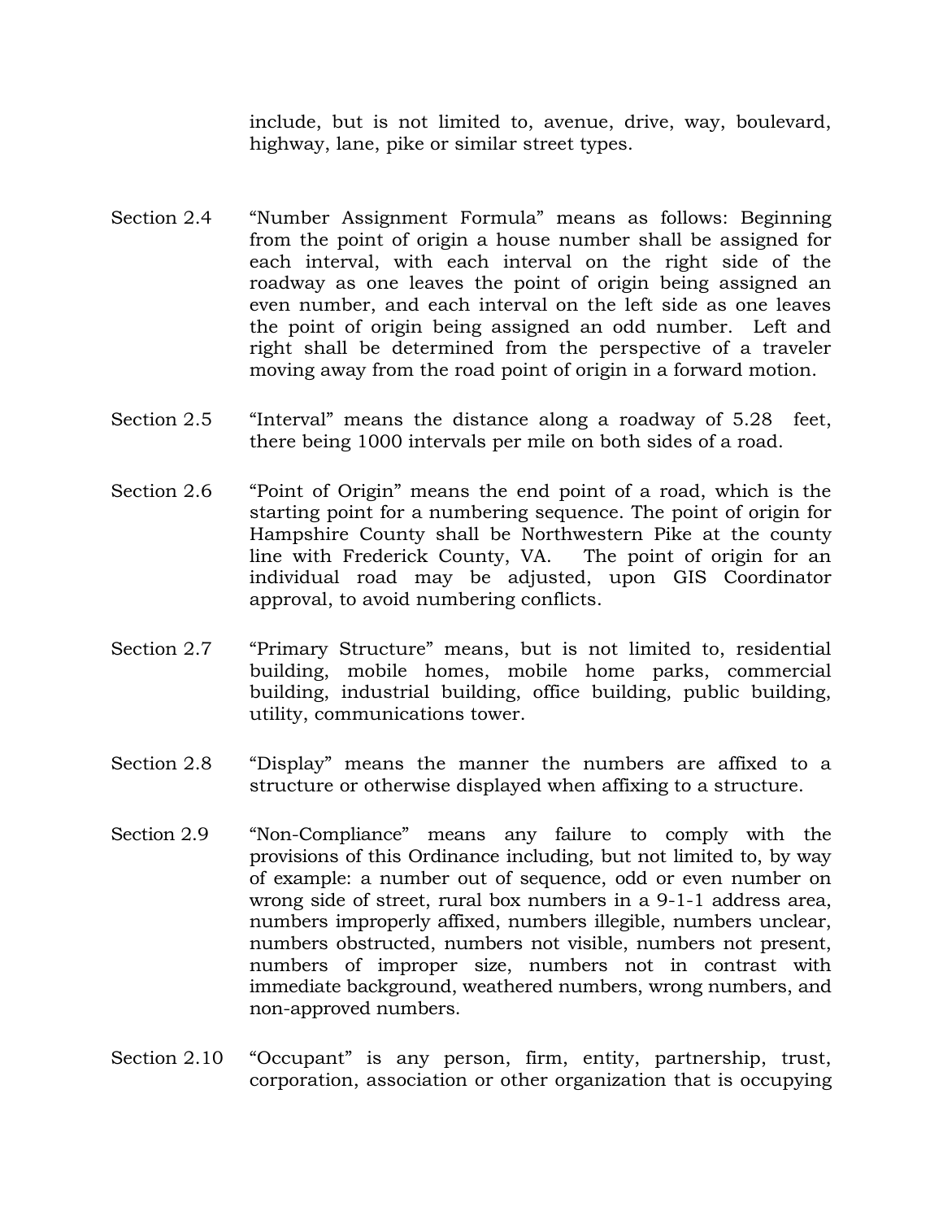include, but is not limited to, avenue, drive, way, boulevard, highway, lane, pike or similar street types.

Section 2.4 "Number Assignment Formula" means as follows: Beginning from the point of origin a house number shall be assigned for each interval, with each interval on the right side of the roadway as one leaves the point of origin being assigned an even number, and each interval on the left side as one leaves the point of origin being assigned an odd number. Left and right shall be determined from the perspective of a traveler moving away from the road point of origin in a forward motion.

Section 2.5 "Interval" means the distance along a roadway of 5.28 feet, there being 1000 intervals per mile on both sides of a road.

Section 2.6 "Point of Origin" means the end point of a road, which is the starting point for a numbering sequence. The point of origin for Hampshire County shall be Northwestern Pike at the county line with Frederick County, VA. The point of origin for an individual road may be adjusted, upon GIS Coordinator approval, to avoid numbering conflicts.

Section 2.7 "Primary Structure" means, but is not limited to, residential building, mobile homes, mobile home parks, commercial building, industrial building, office building, public building, utility, communications tower.

Section 2.8 "Display" means the manner the numbers are affixed to a structure or otherwise displayed when affixing to a structure.

Section 2.9 "Non-Compliance" means any failure to comply with the provisions of this Ordinance including, but not limited to, by way of example: a number out of sequence, odd or even number on wrong side of street, rural box numbers in a 9-1-1 address area, numbers improperly affixed, numbers illegible, numbers unclear, numbers obstructed, numbers not visible, numbers not present, numbers of improper size, numbers not in contrast with immediate background, weathered numbers, wrong numbers, and non-approved numbers.

Section 2.10 "Occupant" is any person, firm, entity, partnership, trust, corporation, association or other organization that is occupying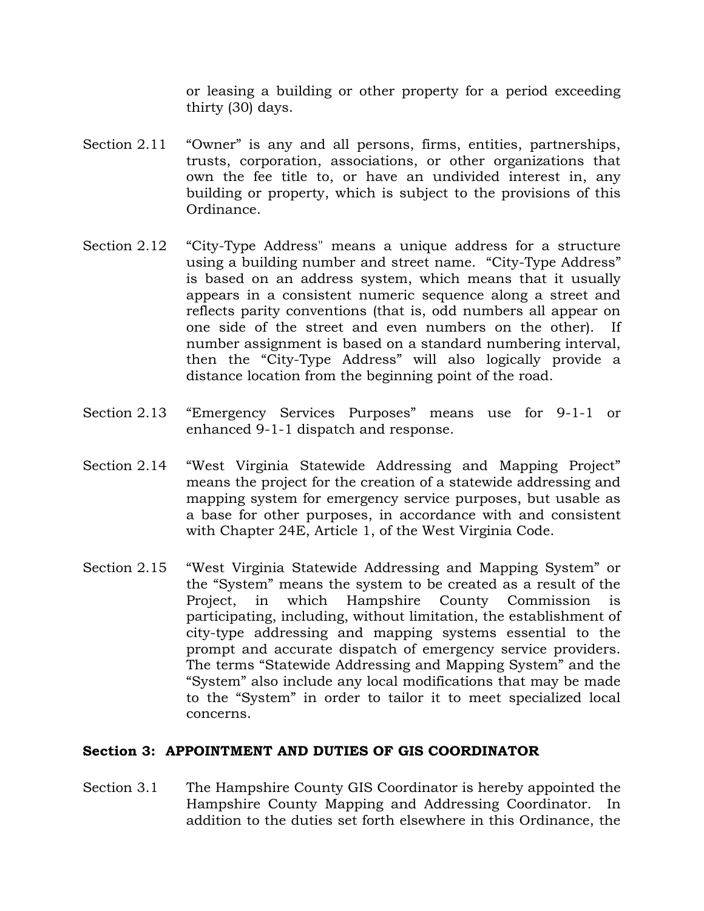or leasing a building or other property for a period exceeding thirty (30) days.

Section 2.11 "Owner" is any and all persons, firms, entities, partnerships, trusts, corporation, associations, or other organizations that own the fee title to, or have an undivided interest in, any building or property, which is subject to the provisions of this Ordinance.

Section 2.12 "City-Type Address" means a unique address for a structure using a building number and street name. "City-Type Address" is based on an address system, which means that it usually appears in a consistent numeric sequence along a street and reflects parity conventions (that is, odd numbers all appear on one side of the street and even numbers on the other). If number assignment is based on a standard numbering interval, then the "City-Type Address" will also logically provide a distance location from the beginning point of the road.

Section 2.13 "Emergency Services Purposes" means use for 9-1-1 or enhanced 9-1-1 dispatch and response.

Section 2.14 "West Virginia Statewide Addressing and Mapping Project" means the project for the creation of a statewide addressing and mapping system for emergency service purposes, but usable as a base for other purposes, in accordance with and consistent with Chapter 24E, Article 1, of the West Virginia Code.

Section 2.15 "West Virginia Statewide Addressing and Mapping System" or the "System" means the system to be created as a result of the Project, in which Hampshire County Commission is participating, including, without limitation, the establishment of city-type addressing and mapping systems essential to the prompt and accurate dispatch of emergency service providers. The terms "Statewide Addressing and Mapping System" and the "System" also include any local modifications that may be made to the "System" in order to tailor it to meet specialized local concerns.

**Section 3: APPOINTMENT AND DUTIES OF GIS COORDINATOR**

Section 3.1 The Hampshire County GIS Coordinator is hereby appointed the Hampshire County Mapping and Addressing Coordinator. In addition to the duties set forth elsewhere in this Ordinance, the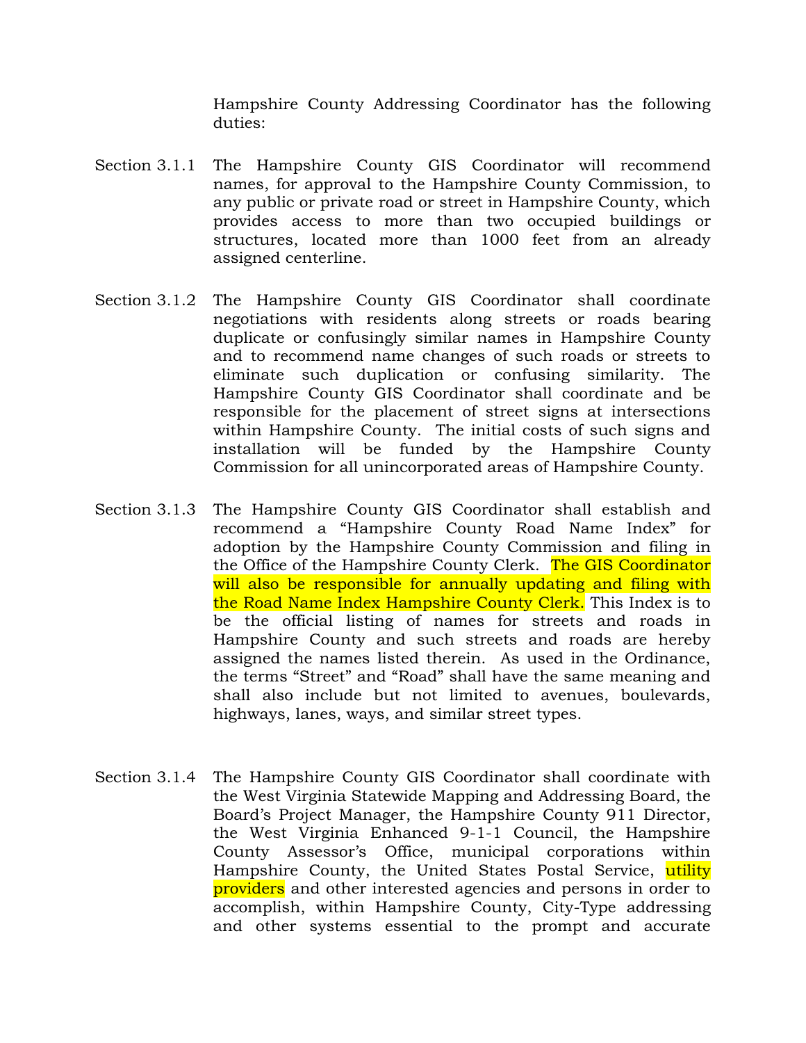Hampshire County Addressing Coordinator has the following duties:

Section 3.1.1 The Hampshire County GIS Coordinator will recommend names, for approval to the Hampshire County Commission, to any public or private road or street in Hampshire County, which provides access to more than two occupied buildings or structures, located more than 1000 feet from an already assigned centerline.

Section 3.1.2 The Hampshire County GIS Coordinator shall coordinate negotiations with residents along streets or roads bearing duplicate or confusingly similar names in Hampshire County and to recommend name changes of such roads or streets to eliminate such duplication or confusing similarity. The Hampshire County GIS Coordinator shall coordinate and be responsible for the placement of street signs at intersections within Hampshire County. The initial costs of such signs and installation will be funded by the Hampshire County Commission for all unincorporated areas of Hampshire County.

Section 3.1.3 The Hampshire County GIS Coordinator shall establish and recommend a "Hampshire County Road Name Index" for adoption by the Hampshire County Commission and filing in the Office of the Hampshire County Clerk. The GIS Coordinator will also be responsible for annually updating and filing with the Road Name Index Hampshire County Clerk. This Index is to be the official listing of names for streets and roads in Hampshire County and such streets and roads are hereby assigned the names listed therein. As used in the Ordinance, the terms "Street" and "Road" shall have the same meaning and shall also include but not limited to avenues, boulevards, highways, lanes, ways, and similar street types.

Section 3.1.4 The Hampshire County GIS Coordinator shall coordinate with the West Virginia Statewide Mapping and Addressing Board, the Board's Project Manager, the Hampshire County 911 Director, the West Virginia Enhanced 9-1-1 Council, the Hampshire County Assessor's Office, municipal corporations within Hampshire County, the United States Postal Service, utility providers and other interested agencies and persons in order to accomplish, within Hampshire County, City-Type addressing and other systems essential to the prompt and accurate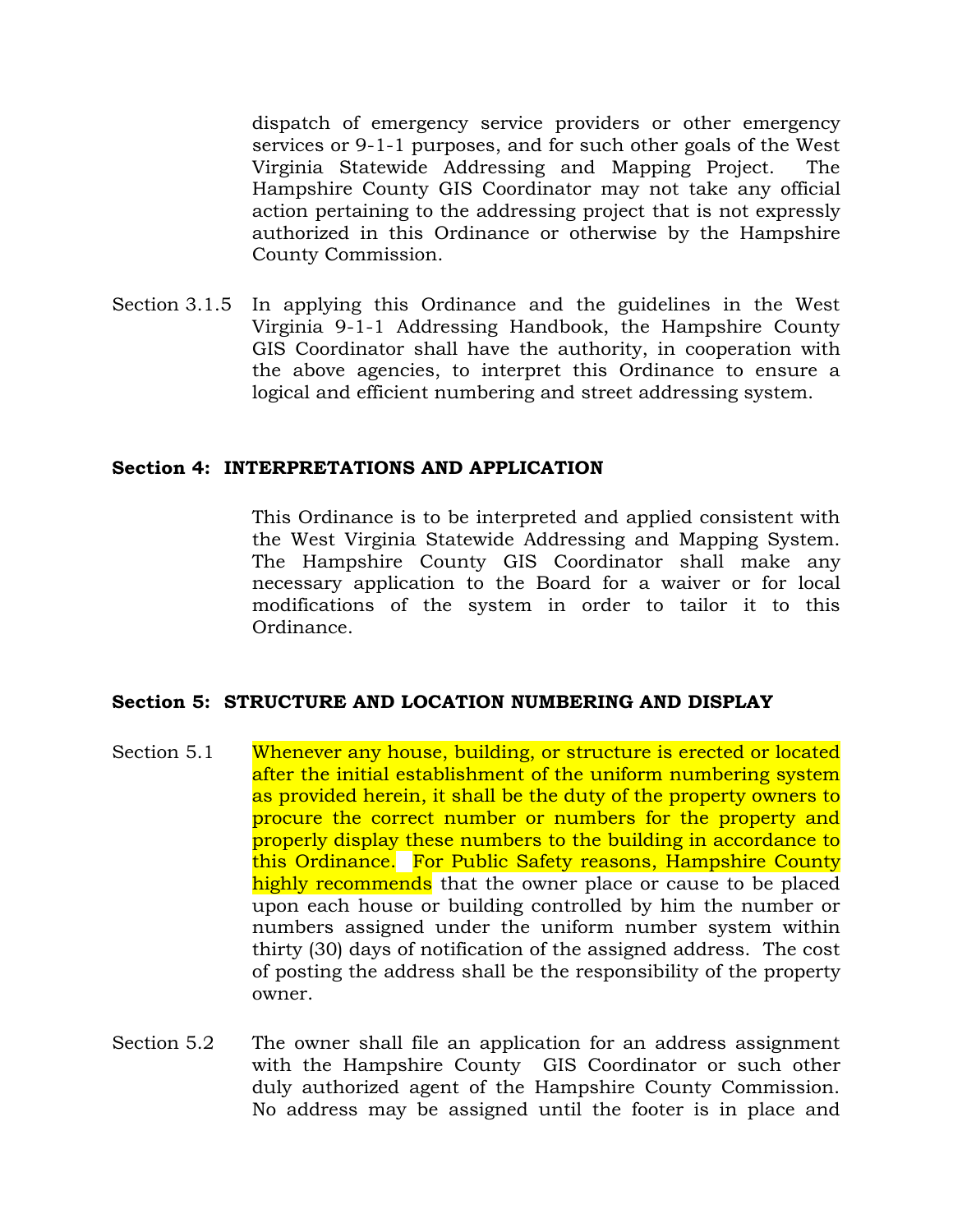dispatch of emergency service providers or other emergency services or 9-1-1 purposes, and for such other goals of the West Virginia Statewide Addressing and Mapping Project. The Hampshire County GIS Coordinator may not take any official action pertaining to the addressing project that is not expressly authorized in this Ordinance or otherwise by the Hampshire County Commission.

Section 3.1.5 In applying this Ordinance and the guidelines in the West Virginia 9-1-1 Addressing Handbook, the Hampshire County GIS Coordinator shall have the authority, in cooperation with the above agencies, to interpret this Ordinance to ensure a logical and efficient numbering and street addressing system.

**Section 4: INTERPRETATIONS AND APPLICATION**

This Ordinance is to be interpreted and applied consistent with the West Virginia Statewide Addressing and Mapping System. The Hampshire County GIS Coordinator shall make any necessary application to the Board for a waiver or for local modifications of the system in order to tailor it to this Ordinance.

**Section 5: STRUCTURE AND LOCATION NUMBERING AND DISPLAY**

Section 5.1 Whenever any house, building, or structure is erected or located after the initial establishment of the uniform numbering system as provided herein, it shall be the duty of the property owners to procure the correct number or numbers for the property and properly display these numbers to the building in accordance to this Ordinance. For Public Safety reasons, Hampshire County highly recommends that the owner place or cause to be placed upon each house or building controlled by him the number or numbers assigned under the uniform number system within thirty (30) days of notification of the assigned address. The cost of posting the address shall be the responsibility of the property owner.

Section 5.2 The owner shall file an application for an address assignment with the Hampshire County GIS Coordinator or such other duly authorized agent of the Hampshire County Commission. No address may be assigned until the footer is in place and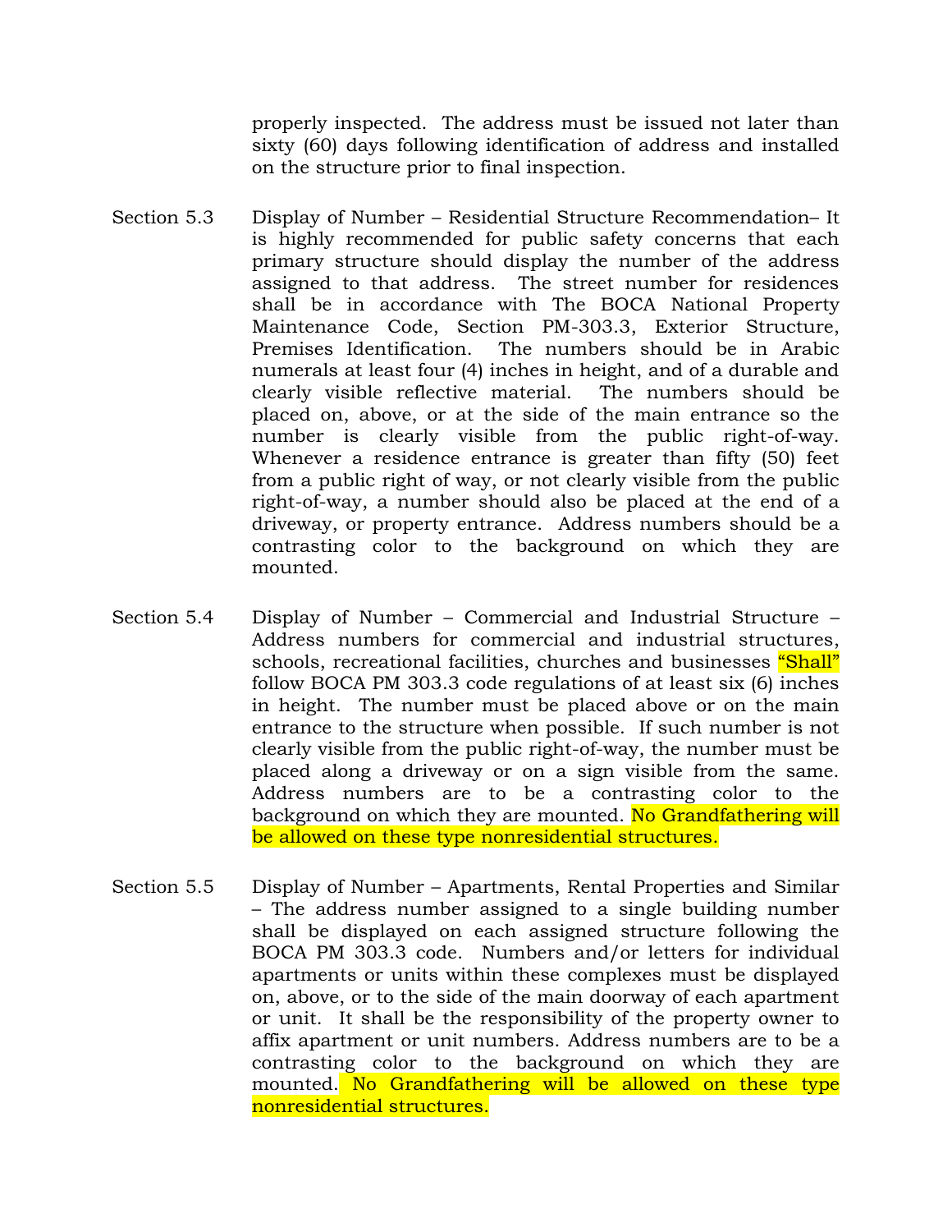properly inspected. The address must be issued not later than sixty (60) days following identification of address and installed on the structure prior to final inspection.

Section 5.3 Display of Number – Residential Structure Recommendation– It is highly recommended for public safety concerns that each primary structure should display the number of the address assigned to that address. The street number for residences shall be in accordance with The BOCA National Property Maintenance Code, Section PM-303.3, Exterior Structure, Premises Identification. The numbers should be in Arabic numerals at least four (4) inches in height, and of a durable and clearly visible reflective material. The numbers should be placed on, above, or at the side of the main entrance so the number is clearly visible from the public right-of-way. Whenever a residence entrance is greater than fifty (50) feet from a public right of way, or not clearly visible from the public right-of-way, a number should also be placed at the end of a driveway, or property entrance. Address numbers should be a contrasting color to the background on which they are mounted.

Section 5.4 Display of Number – Commercial and Industrial Structure – Address numbers for commercial and industrial structures, schools, recreational facilities, churches and businesses "Shall" follow BOCA PM 303.3 code regulations of at least six (6) inches in height. The number must be placed above or on the main entrance to the structure when possible. If such number is not clearly visible from the public right-of-way, the number must be placed along a driveway or on a sign visible from the same. Address numbers are to be a contrasting color to the background on which they are mounted. No Grandfathering will be allowed on these type nonresidential structures.

Section 5.5 Display of Number – Apartments, Rental Properties and Similar – The address number assigned to a single building number shall be displayed on each assigned structure following the BOCA PM 303.3 code. Numbers and/or letters for individual apartments or units within these complexes must be displayed on, above, or to the side of the main doorway of each apartment or unit. It shall be the responsibility of the property owner to affix apartment or unit numbers. Address numbers are to be a contrasting color to the background on which they are mounted. No Grandfathering will be allowed on these type nonresidential structures.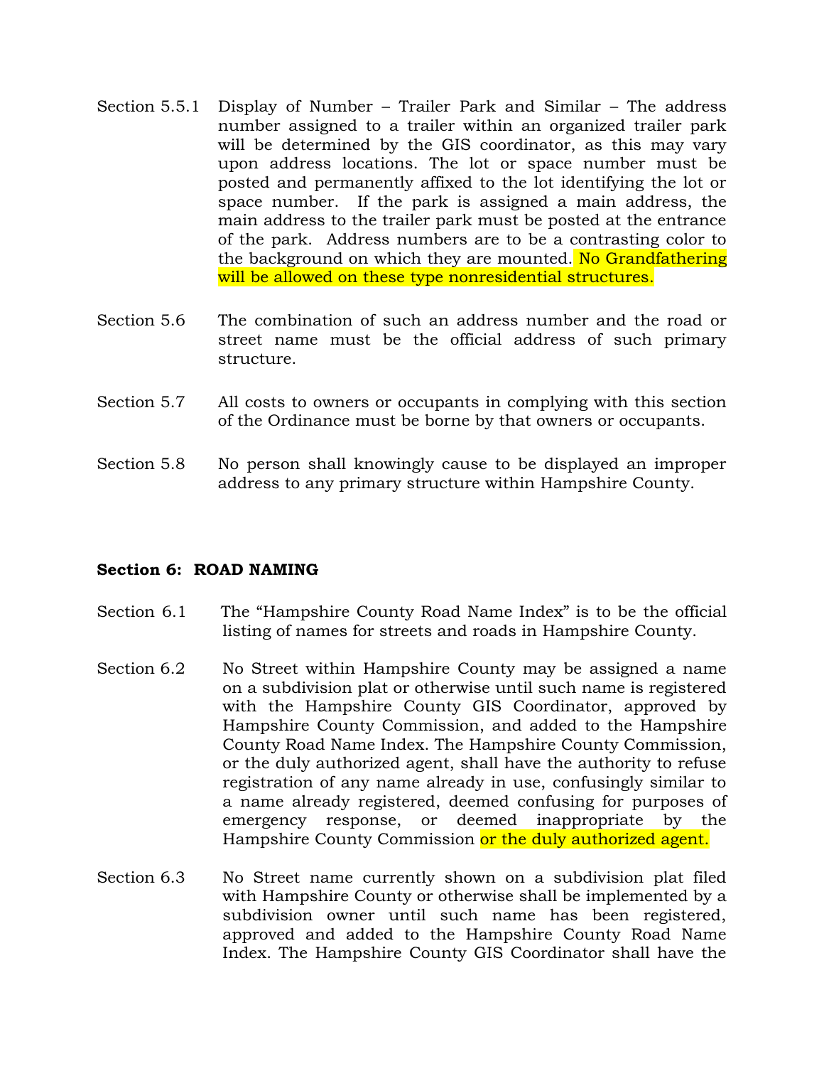Section 5.5.1 Display of Number – Trailer Park and Similar – The address number assigned to a trailer within an organized trailer park will be determined by the GIS coordinator, as this may vary upon address locations. The lot or space number must be posted and permanently affixed to the lot identifying the lot or space number. If the park is assigned a main address, the main address to the trailer park must be posted at the entrance of the park. Address numbers are to be a contrasting color to the background on which they are mounted. No Grandfathering will be allowed on these type nonresidential structures.

Section 5.6 The combination of such an address number and the road or street name must be the official address of such primary structure.

Section 5.7 All costs to owners or occupants in complying with this section of the Ordinance must be borne by that owners or occupants.

Section 5.8 No person shall knowingly cause to be displayed an improper address to any primary structure within Hampshire County.

**Section 6: ROAD NAMING**

Section 6.1 The "Hampshire County Road Name Index" is to be the official listing of names for streets and roads in Hampshire County.

Section 6.2 No Street within Hampshire County may be assigned a name on a subdivision plat or otherwise until such name is registered with the Hampshire County GIS Coordinator, approved by Hampshire County Commission, and added to the Hampshire County Road Name Index. The Hampshire County Commission, or the duly authorized agent, shall have the authority to refuse registration of any name already in use, confusingly similar to a name already registered, deemed confusing for purposes of emergency response, or deemed inappropriate by the Hampshire County Commission or the duly authorized agent.

Section 6.3 No Street name currently shown on a subdivision plat filed with Hampshire County or otherwise shall be implemented by a subdivision owner until such name has been registered, approved and added to the Hampshire County Road Name Index. The Hampshire County GIS Coordinator shall have the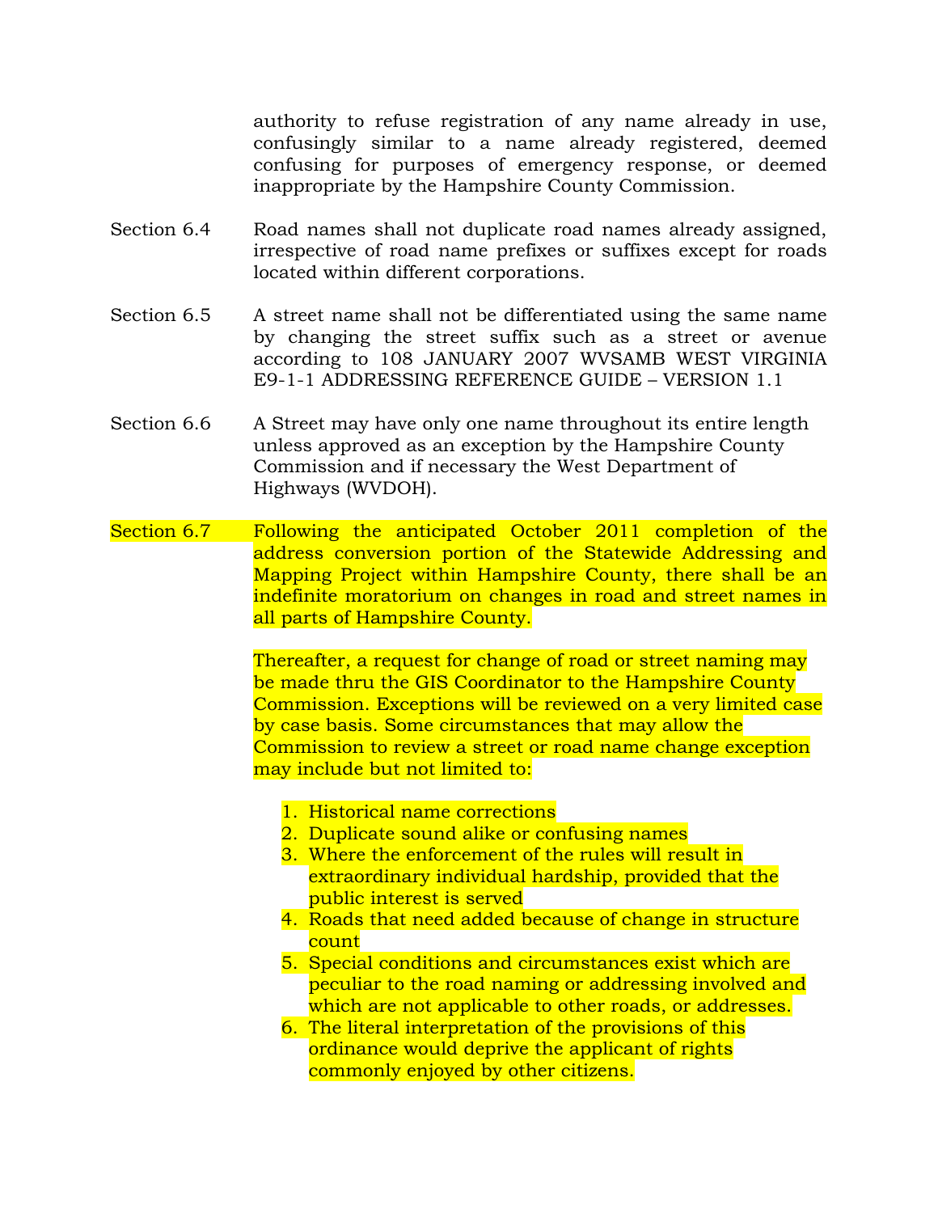authority to refuse registration of any name already in use, confusingly similar to a name already registered, deemed confusing for purposes of emergency response, or deemed inappropriate by the Hampshire County Commission.

Section 6.4 Road names shall not duplicate road names already assigned, irrespective of road name prefixes or suffixes except for roads located within different corporations.

Section 6.5 A street name shall not be differentiated using the same name by changing the street suffix such as a street or avenue according to 108 JANUARY 2007 WVSAMB WEST VIRGINIA E9-1-1 ADDRESSING REFERENCE GUIDE – VERSION 1.1

Section 6.6 A Street may have only one name throughout its entire length unless approved as an exception by the Hampshire County Commission and if necessary the West Department of Highways (WVDOH).

Section 6.7 Following the anticipated October 2011 completion of the address conversion portion of the Statewide Addressing and Mapping Project within Hampshire County, there shall be an indefinite moratorium on changes in road and street names in all parts of Hampshire County.

Thereafter, a request for change of road or street naming may be made thru the GIS Coordinator to the Hampshire County Commission. Exceptions will be reviewed on a very limited case by case basis. Some circumstances that may allow the Commission to review a street or road name change exception may include but not limited to:

1. Historical name corrections
2. Duplicate sound alike or confusing names
3. Where the enforcement of the rules will result in extraordinary individual hardship, provided that the public interest is served
4. Roads that need added because of change in structure count
5. Special conditions and circumstances exist which are peculiar to the road naming or addressing involved and which are not applicable to other roads, or addresses.
6. The literal interpretation of the provisions of this ordinance would deprive the applicant of rights commonly enjoyed by other citizens.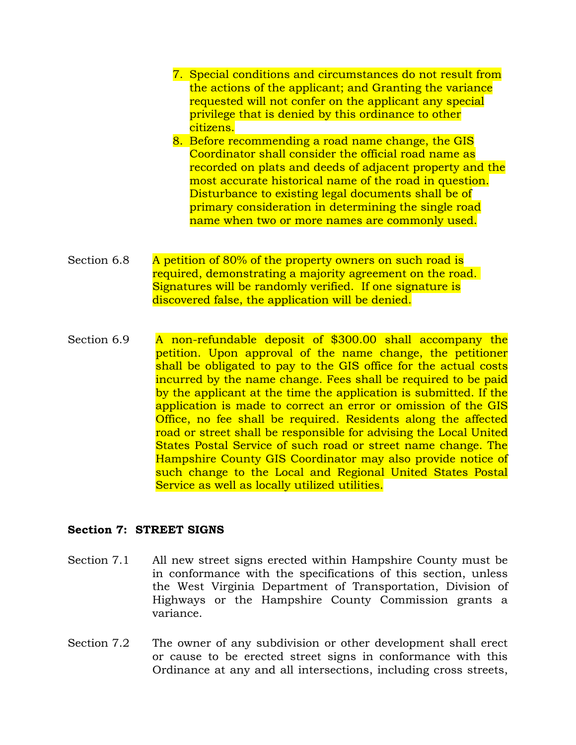7. Special conditions and circumstances do not result from the actions of the applicant; and Granting the variance requested will not confer on the applicant any special privilege that is denied by this ordinance to other citizens.
8. Before recommending a road name change, the GIS Coordinator shall consider the official road name as recorded on plats and deeds of adjacent property and the most accurate historical name of the road in question. Disturbance to existing legal documents shall be of primary consideration in determining the single road name when two or more names are commonly used.

Section 6.8 A petition of 80% of the property owners on such road is required, demonstrating a majority agreement on the road. Signatures will be randomly verified. If one signature is discovered false, the application will be denied.

Section 6.9 A non-refundable deposit of $300.00 shall accompany the petition. Upon approval of the name change, the petitioner shall be obligated to pay to the GIS office for the actual costs incurred by the name change. Fees shall be required to be paid by the applicant at the time the application is submitted. If the application is made to correct an error or omission of the GIS Office, no fee shall be required. Residents along the affected road or street shall be responsible for advising the Local United States Postal Service of such road or street name change. The Hampshire County GIS Coordinator may also provide notice of such change to the Local and Regional United States Postal Service as well as locally utilized utilities.

**Section 7: STREET SIGNS**

Section 7.1 All new street signs erected within Hampshire County must be in conformance with the specifications of this section, unless the West Virginia Department of Transportation, Division of Highways or the Hampshire County Commission grants a variance.

Section 7.2 The owner of any subdivision or other development shall erect or cause to be erected street signs in conformance with this Ordinance at any and all intersections, including cross streets,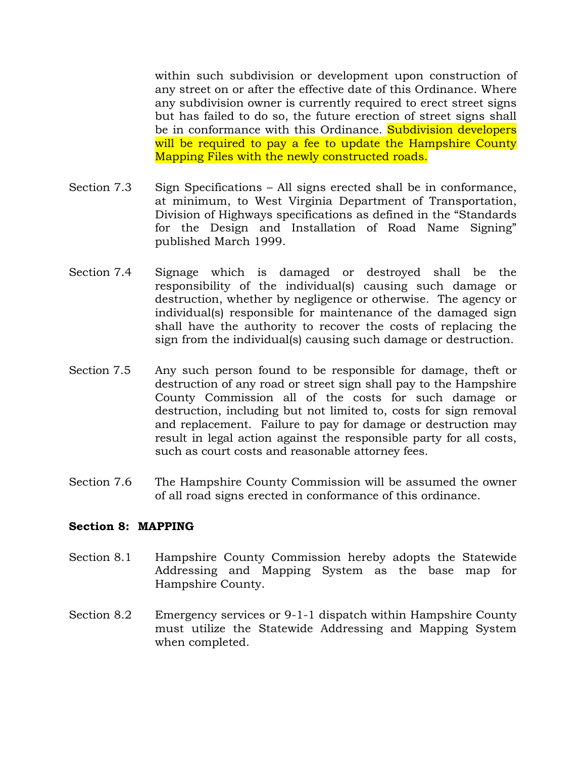within such subdivision or development upon construction of any street on or after the effective date of this Ordinance. Where any subdivision owner is currently required to erect street signs but has failed to do so, the future erection of street signs shall be in conformance with this Ordinance. Subdivision developers will be required to pay a fee to update the Hampshire County Mapping Files with the newly constructed roads.

Section 7.3 Sign Specifications – All signs erected shall be in conformance, at minimum, to West Virginia Department of Transportation, Division of Highways specifications as defined in the "Standards for the Design and Installation of Road Name Signing" published March 1999.

Section 7.4 Signage which is damaged or destroyed shall be the responsibility of the individual(s) causing such damage or destruction, whether by negligence or otherwise. The agency or individual(s) responsible for maintenance of the damaged sign shall have the authority to recover the costs of replacing the sign from the individual(s) causing such damage or destruction.

Section 7.5 Any such person found to be responsible for damage, theft or destruction of any road or street sign shall pay to the Hampshire County Commission all of the costs for such damage or destruction, including but not limited to, costs for sign removal and replacement. Failure to pay for damage or destruction may result in legal action against the responsible party for all costs, such as court costs and reasonable attorney fees.

Section 7.6 The Hampshire County Commission will be assumed the owner of all road signs erected in conformance of this ordinance.

**Section 8: MAPPING**

Section 8.1 Hampshire County Commission hereby adopts the Statewide Addressing and Mapping System as the base map for Hampshire County.

Section 8.2 Emergency services or 9-1-1 dispatch within Hampshire County must utilize the Statewide Addressing and Mapping System when completed.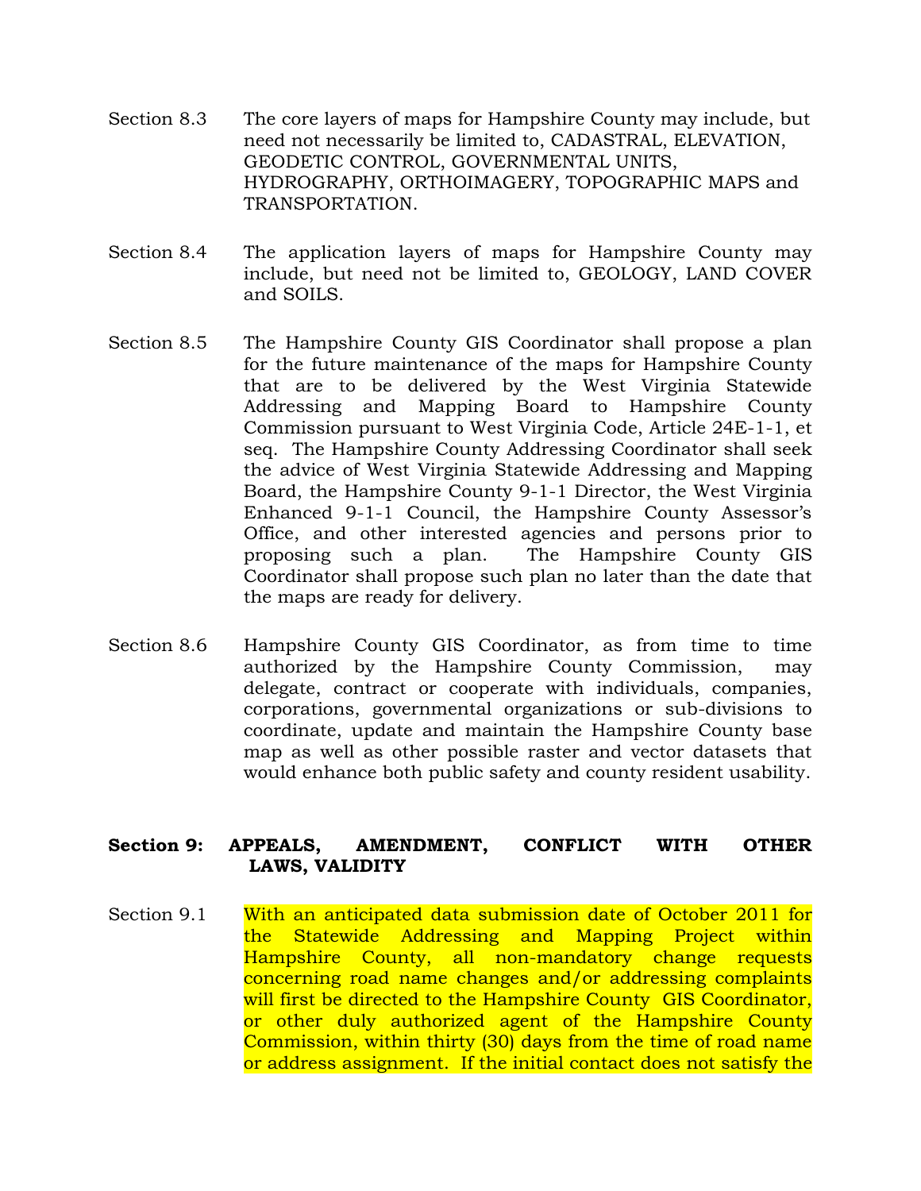Section 8.3 The core layers of maps for Hampshire County may include, but need not necessarily be limited to, CADASTRAL, ELEVATION, GEODETIC CONTROL, GOVERNMENTAL UNITS, HYDROGRAPHY, ORTHOIMAGERY, TOPOGRAPHIC MAPS and TRANSPORTATION.

Section 8.4 The application layers of maps for Hampshire County may include, but need not be limited to, GEOLOGY, LAND COVER and SOILS.

Section 8.5 The Hampshire County GIS Coordinator shall propose a plan for the future maintenance of the maps for Hampshire County that are to be delivered by the West Virginia Statewide Addressing and Mapping Board to Hampshire County Commission pursuant to West Virginia Code, Article 24E-1-1, et seq. The Hampshire County Addressing Coordinator shall seek the advice of West Virginia Statewide Addressing and Mapping Board, the Hampshire County 9-1-1 Director, the West Virginia Enhanced 9-1-1 Council, the Hampshire County Assessor's Office, and other interested agencies and persons prior to proposing such a plan. The Hampshire County GIS Coordinator shall propose such plan no later than the date that the maps are ready for delivery.

Section 8.6 Hampshire County GIS Coordinator, as from time to time authorized by the Hampshire County Commission, may delegate, contract or cooperate with individuals, companies, corporations, governmental organizations or sub-divisions to coordinate, update and maintain the Hampshire County base map as well as other possible raster and vector datasets that would enhance both public safety and county resident usability.

**Section 9: APPEALS, AMENDMENT, CONFLICT WITH OTHER LAWS, VALIDITY**

Section 9.1 With an anticipated data submission date of October 2011 for the Statewide Addressing and Mapping Project within Hampshire County, all non-mandatory change requests concerning road name changes and/or addressing complaints will first be directed to the Hampshire County GIS Coordinator, or other duly authorized agent of the Hampshire County Commission, within thirty (30) days from the time of road name or address assignment. If the initial contact does not satisfy the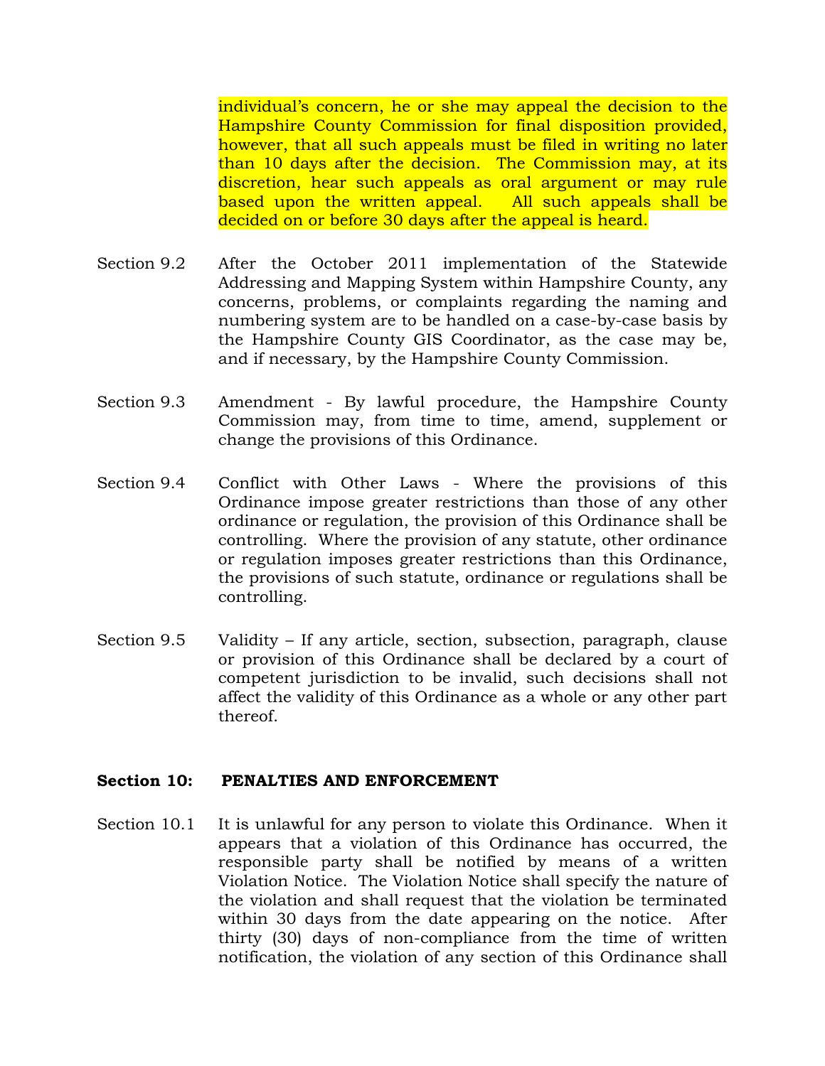individual's concern, he or she may appeal the decision to the Hampshire County Commission for final disposition provided, however, that all such appeals must be filed in writing no later than 10 days after the decision. The Commission may, at its discretion, hear such appeals as oral argument or may rule based upon the written appeal. All such appeals shall be decided on or before 30 days after the appeal is heard.

Section 9.2 After the October 2011 implementation of the Statewide Addressing and Mapping System within Hampshire County, any concerns, problems, or complaints regarding the naming and numbering system are to be handled on a case-by-case basis by the Hampshire County GIS Coordinator, as the case may be, and if necessary, by the Hampshire County Commission.

Section 9.3 Amendment - By lawful procedure, the Hampshire County Commission may, from time to time, amend, supplement or change the provisions of this Ordinance.

Section 9.4 Conflict with Other Laws - Where the provisions of this Ordinance impose greater restrictions than those of any other ordinance or regulation, the provision of this Ordinance shall be controlling. Where the provision of any statute, other ordinance or regulation imposes greater restrictions than this Ordinance, the provisions of such statute, ordinance or regulations shall be controlling.

Section 9.5 Validity – If any article, section, subsection, paragraph, clause or provision of this Ordinance shall be declared by a court of competent jurisdiction to be invalid, such decisions shall not affect the validity of this Ordinance as a whole or any other part thereof.

## Section 10: PENALTIES AND ENFORCEMENT

Section 10.1 It is unlawful for any person to violate this Ordinance. When it appears that a violation of this Ordinance has occurred, the responsible party shall be notified by means of a written Violation Notice. The Violation Notice shall specify the nature of the violation and shall request that the violation be terminated within 30 days from the date appearing on the notice. After thirty (30) days of non-compliance from the time of written notification, the violation of any section of this Ordinance shall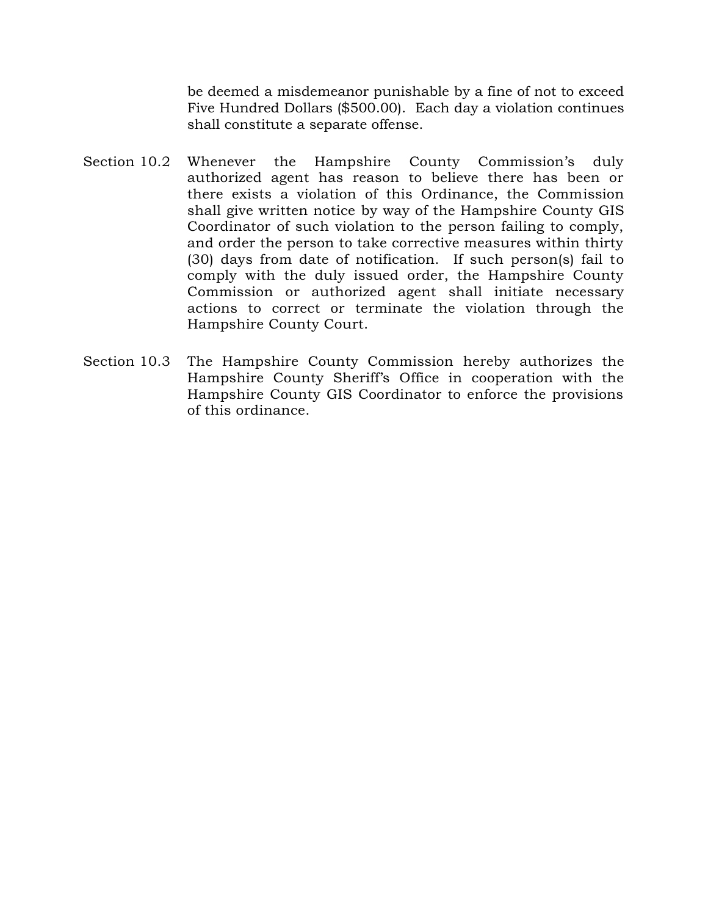be deemed a misdemeanor punishable by a fine of not to exceed Five Hundred Dollars ($500.00). Each day a violation continues shall constitute a separate offense.

Section 10.2 Whenever the Hampshire County Commission's duly authorized agent has reason to believe there has been or there exists a violation of this Ordinance, the Commission shall give written notice by way of the Hampshire County GIS Coordinator of such violation to the person failing to comply, and order the person to take corrective measures within thirty (30) days from date of notification. If such person(s) fail to comply with the duly issued order, the Hampshire County Commission or authorized agent shall initiate necessary actions to correct or terminate the violation through the Hampshire County Court.

Section 10.3 The Hampshire County Commission hereby authorizes the Hampshire County Sheriff's Office in cooperation with the Hampshire County GIS Coordinator to enforce the provisions of this ordinance.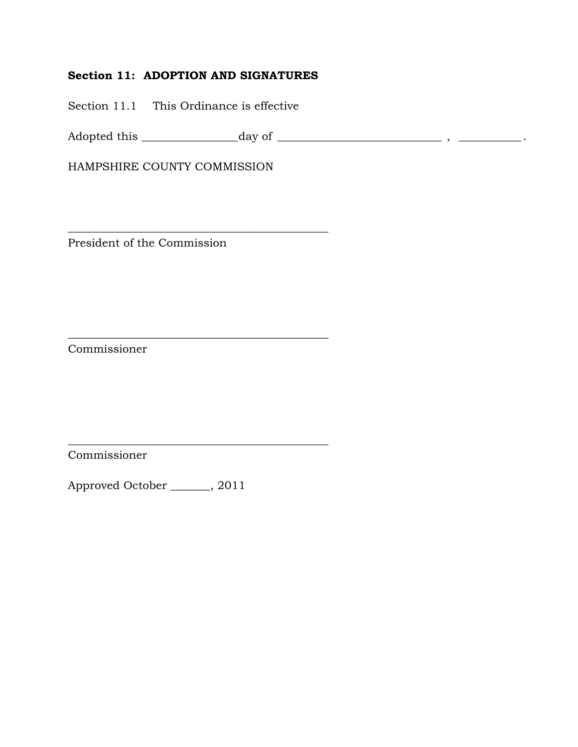**Section 11: ADOPTION AND SIGNATURES**

Section 11.1 This Ordinance is effective

Adopted this ________________day of ____________________________ , __________ .

HAMPSHIRE COUNTY COMMISSION

_____________________________________________
President of the Commission

_____________________________________________
Commissioner

_____________________________________________
Commissioner

Approved October _______, 2011